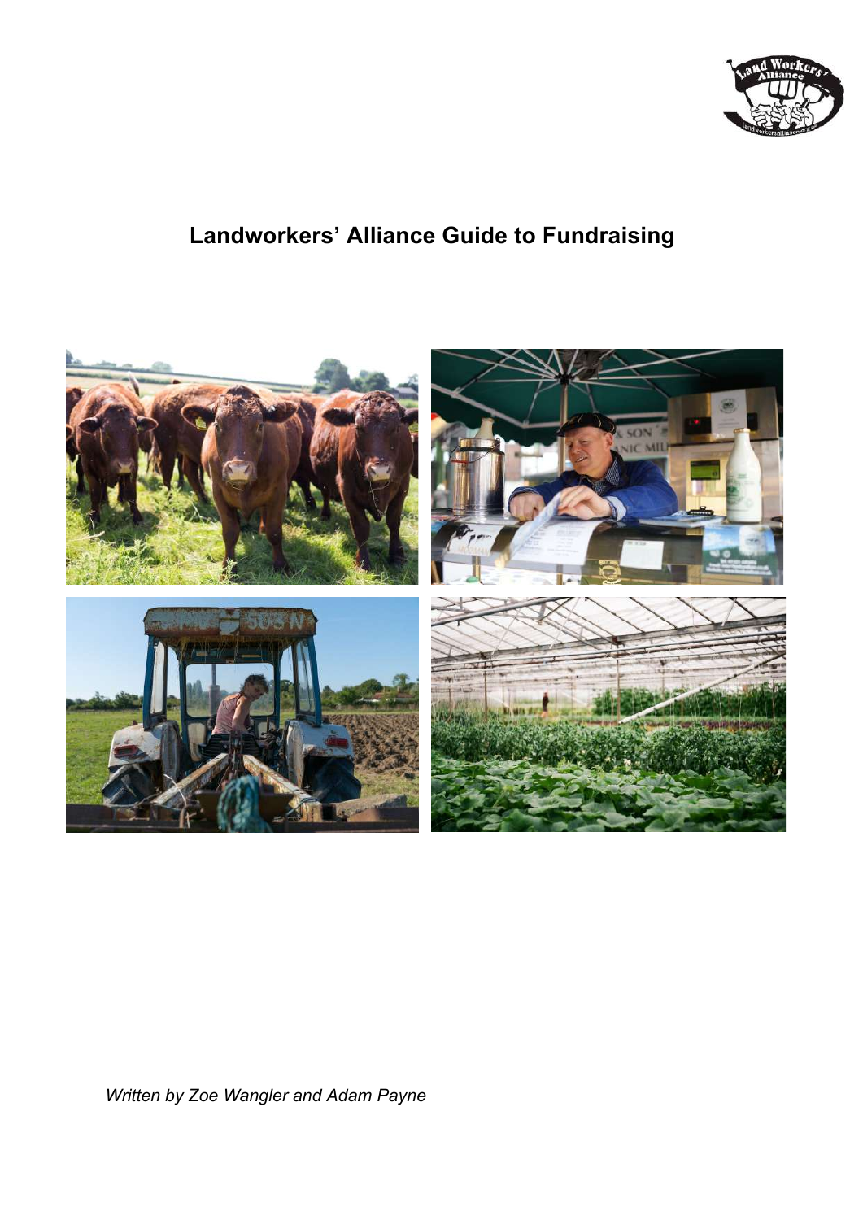# Landworkers' Alliance Guide to Fundraising

*Written by Zoe Wangler and Adam Payne*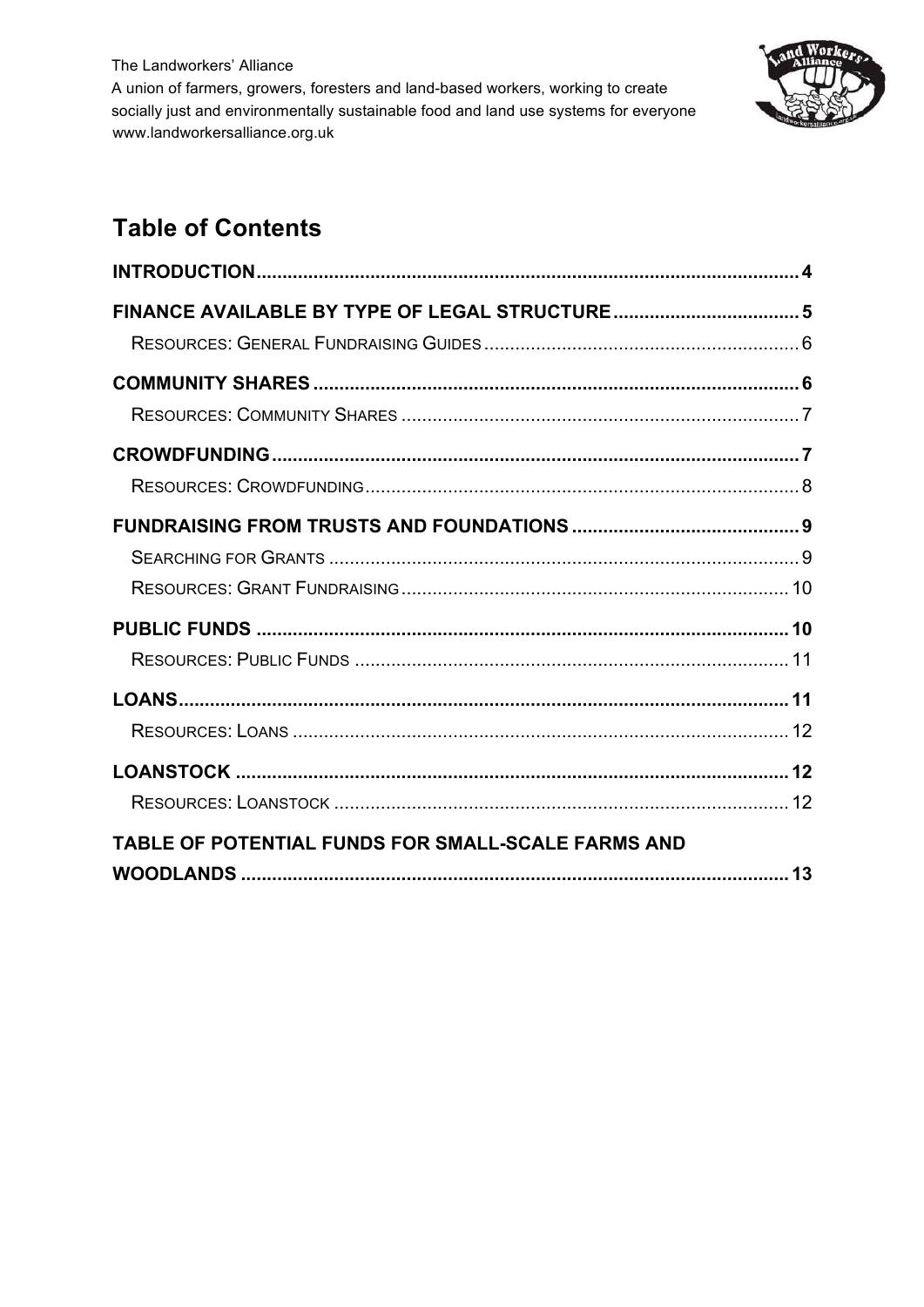# Table of Contents

**INTRODUCTION** ... 4

**FINANCE AVAILABLE BY TYPE OF LEGAL STRUCTURE** ... 5

- RESOURCES: GENERAL FUNDRAISING GUIDES ... 6

**COMMUNITY SHARES** ... 6

- RESOURCES: COMMUNITY SHARES ... 7

**CROWDFUNDING** ... 7

- RESOURCES: CROWDFUNDING ... 8

**FUNDRAISING FROM TRUSTS AND FOUNDATIONS** ... 9

- SEARCHING FOR GRANTS ... 9
- RESOURCES: GRANT FUNDRAISING ... 10

**PUBLIC FUNDS** ... 10

- RESOURCES: PUBLIC FUNDS ... 11

**LOANS** ... 11

- RESOURCES: LOANS ... 12

**LOANSTOCK** ... 12

- RESOURCES: LOANSTOCK ... 12

**TABLE OF POTENTIAL FUNDS FOR SMALL-SCALE FARMS AND WOODLANDS** ... 13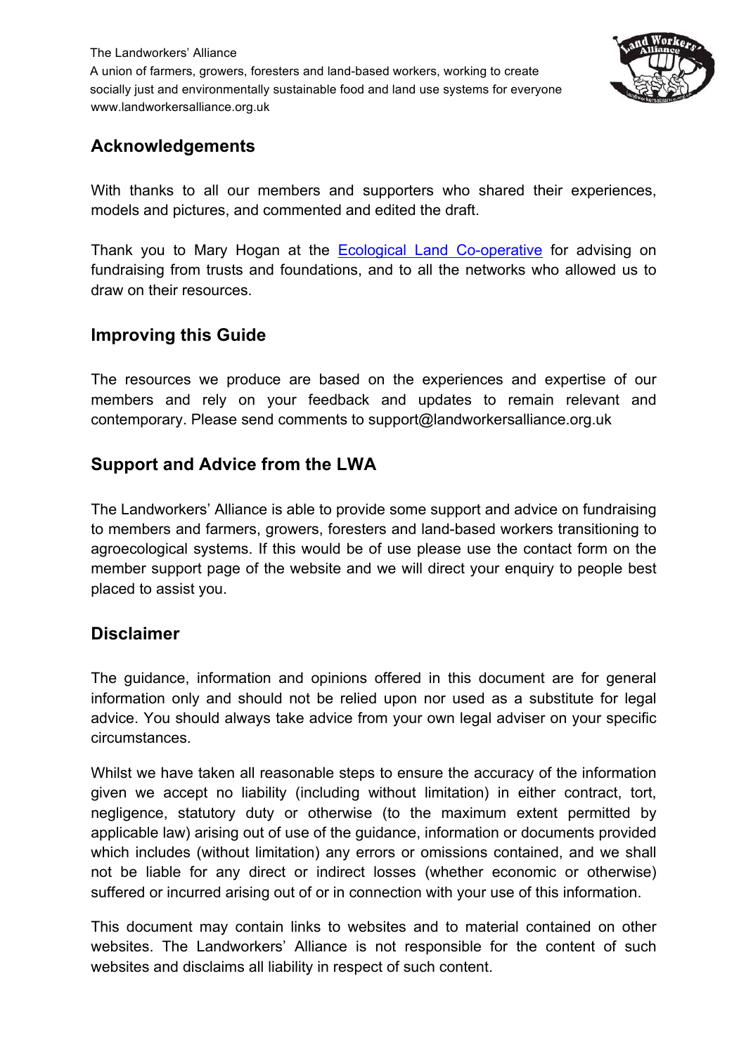## Acknowledgements

With thanks to all our members and supporters who shared their experiences, models and pictures, and commented and edited the draft.

Thank you to Mary Hogan at the [Ecological Land Co-operative](#) for advising on fundraising from trusts and foundations, and to all the networks who allowed us to draw on their resources.

## Improving this Guide

The resources we produce are based on the experiences and expertise of our members and rely on your feedback and updates to remain relevant and contemporary. Please send comments to support@landworkersalliance.org.uk

## Support and Advice from the LWA

The Landworkers' Alliance is able to provide some support and advice on fundraising to members and farmers, growers, foresters and land-based workers transitioning to agroecological systems. If this would be of use please use the contact form on the member support page of the website and we will direct your enquiry to people best placed to assist you.

## Disclaimer

The guidance, information and opinions offered in this document are for general information only and should not be relied upon nor used as a substitute for legal advice. You should always take advice from your own legal adviser on your specific circumstances.

Whilst we have taken all reasonable steps to ensure the accuracy of the information given we accept no liability (including without limitation) in either contract, tort, negligence, statutory duty or otherwise (to the maximum extent permitted by applicable law) arising out of use of the guidance, information or documents provided which includes (without limitation) any errors or omissions contained, and we shall not be liable for any direct or indirect losses (whether economic or otherwise) suffered or incurred arising out of or in connection with your use of this information.

This document may contain links to websites and to material contained on other websites. The Landworkers' Alliance is not responsible for the content of such websites and disclaims all liability in respect of such content.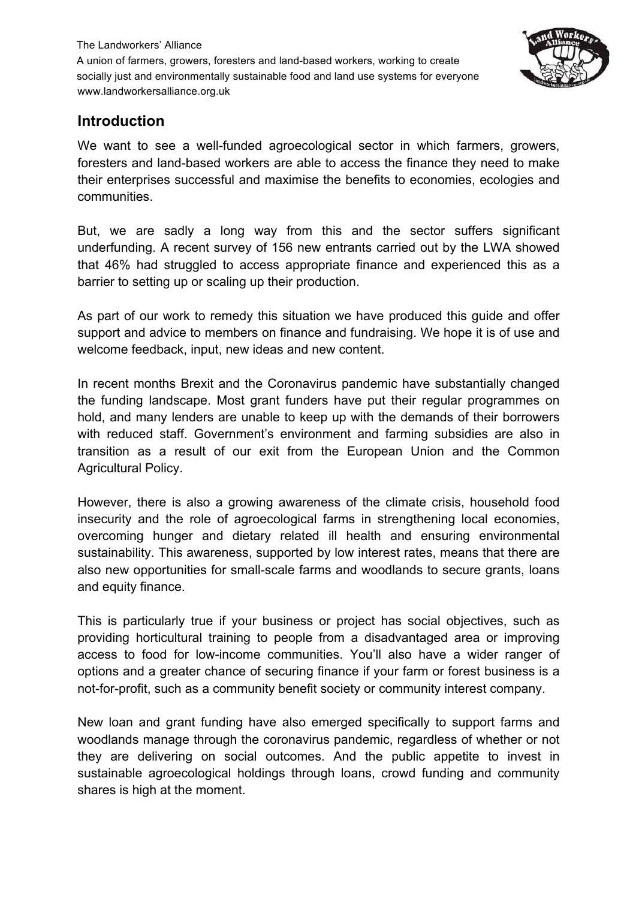## Introduction

We want to see a well-funded agroecological sector in which farmers, growers, foresters and land-based workers are able to access the finance they need to make their enterprises successful and maximise the benefits to economies, ecologies and communities.

But, we are sadly a long way from this and the sector suffers significant underfunding. A recent survey of 156 new entrants carried out by the LWA showed that 46% had struggled to access appropriate finance and experienced this as a barrier to setting up or scaling up their production.

As part of our work to remedy this situation we have produced this guide and offer support and advice to members on finance and fundraising. We hope it is of use and welcome feedback, input, new ideas and new content.

In recent months Brexit and the Coronavirus pandemic have substantially changed the funding landscape. Most grant funders have put their regular programmes on hold, and many lenders are unable to keep up with the demands of their borrowers with reduced staff. Government's environment and farming subsidies are also in transition as a result of our exit from the European Union and the Common Agricultural Policy.

However, there is also a growing awareness of the climate crisis, household food insecurity and the role of agroecological farms in strengthening local economies, overcoming hunger and dietary related ill health and ensuring environmental sustainability. This awareness, supported by low interest rates, means that there are also new opportunities for small-scale farms and woodlands to secure grants, loans and equity finance.

This is particularly true if your business or project has social objectives, such as providing horticultural training to people from a disadvantaged area or improving access to food for low-income communities. You'll also have a wider ranger of options and a greater chance of securing finance if your farm or forest business is a not-for-profit, such as a community benefit society or community interest company.

New loan and grant funding have also emerged specifically to support farms and woodlands manage through the coronavirus pandemic, regardless of whether or not they are delivering on social outcomes. And the public appetite to invest in sustainable agroecological holdings through loans, crowd funding and community shares is high at the moment.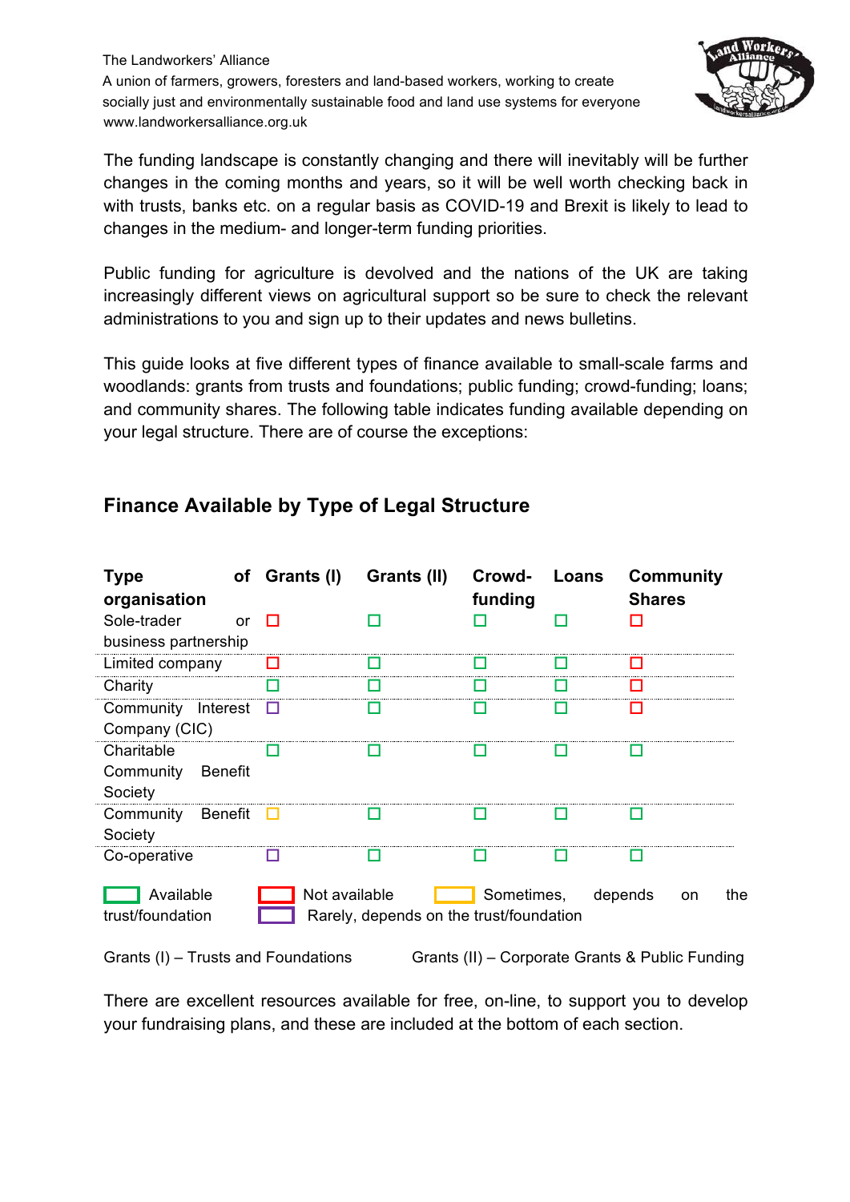The funding landscape is constantly changing and there will inevitably will be further changes in the coming months and years, so it will be well worth checking back in with trusts, banks etc. on a regular basis as COVID-19 and Brexit is likely to lead to changes in the medium- and longer-term funding priorities.

Public funding for agriculture is devolved and the nations of the UK are taking increasingly different views on agricultural support so be sure to check the relevant administrations to you and sign up to their updates and news bulletins.

This guide looks at five different types of finance available to small-scale farms and woodlands: grants from trusts and foundations; public funding; crowd-funding; loans; and community shares. The following table indicates funding available depending on your legal structure. There are of course the exceptions:

## Finance Available by Type of Legal Structure

| Type of organisation | Grants (I) | Grants (II) | Crowd-funding | Loans | Community Shares |
|---|---|---|---|---|---|
| Sole-trader or business partnership | Not available | Available | Available | Available | Not available |
| Limited company | Not available | Available | Available | Available | Not available |
| Charity | Available | Available | Available | Available | Not available |
| Community Interest Company (CIC) | Rarely, depends on the trust/foundation | Available | Available | Available | Not available |
| Charitable Community Benefit Society | Available | Available | Available | Available | Available |
| Community Benefit Society | Sometimes, depends on the trust/foundation | Available | Available | Available | Available |
| Co-operative | Rarely, depends on the trust/foundation | Available | Available | Available | Available |

Key: Available (green) · Not available (red) · Sometimes, depends on the trust/foundation (yellow) · Rarely, depends on the trust/foundation (purple)

Grants (I) – Trusts and Foundations        Grants (II) – Corporate Grants & Public Funding

There are excellent resources available for free, on-line, to support you to develop your fundraising plans, and these are included at the bottom of each section.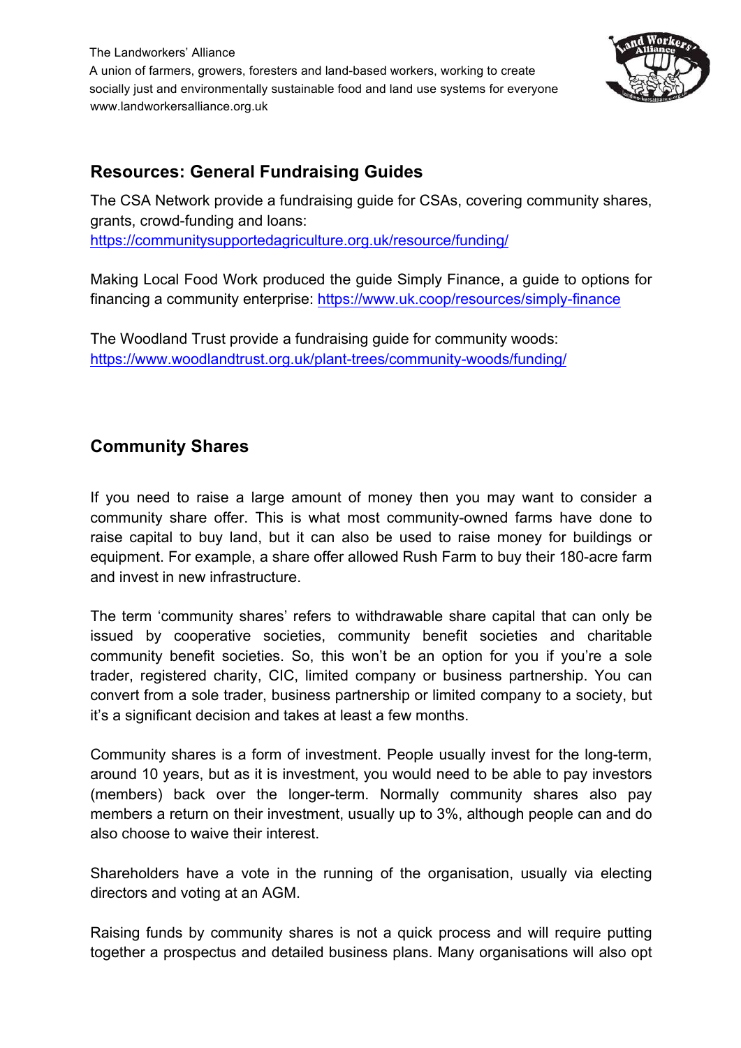## Resources: General Fundraising Guides

The CSA Network provide a fundraising guide for CSAs, covering community shares, grants, crowd-funding and loans: https://communitysupportedagriculture.org.uk/resource/funding/

Making Local Food Work produced the guide Simply Finance, a guide to options for financing a community enterprise: https://www.uk.coop/resources/simply-finance

The Woodland Trust provide a fundraising guide for community woods: https://www.woodlandtrust.org.uk/plant-trees/community-woods/funding/

## Community Shares

If you need to raise a large amount of money then you may want to consider a community share offer. This is what most community-owned farms have done to raise capital to buy land, but it can also be used to raise money for buildings or equipment. For example, a share offer allowed Rush Farm to buy their 180-acre farm and invest in new infrastructure.

The term 'community shares' refers to withdrawable share capital that can only be issued by cooperative societies, community benefit societies and charitable community benefit societies. So, this won't be an option for you if you're a sole trader, registered charity, CIC, limited company or business partnership. You can convert from a sole trader, business partnership or limited company to a society, but it's a significant decision and takes at least a few months.

Community shares is a form of investment. People usually invest for the long-term, around 10 years, but as it is investment, you would need to be able to pay investors (members) back over the longer-term. Normally community shares also pay members a return on their investment, usually up to 3%, although people can and do also choose to waive their interest.

Shareholders have a vote in the running of the organisation, usually via electing directors and voting at an AGM.

Raising funds by community shares is not a quick process and will require putting together a prospectus and detailed business plans. Many organisations will also opt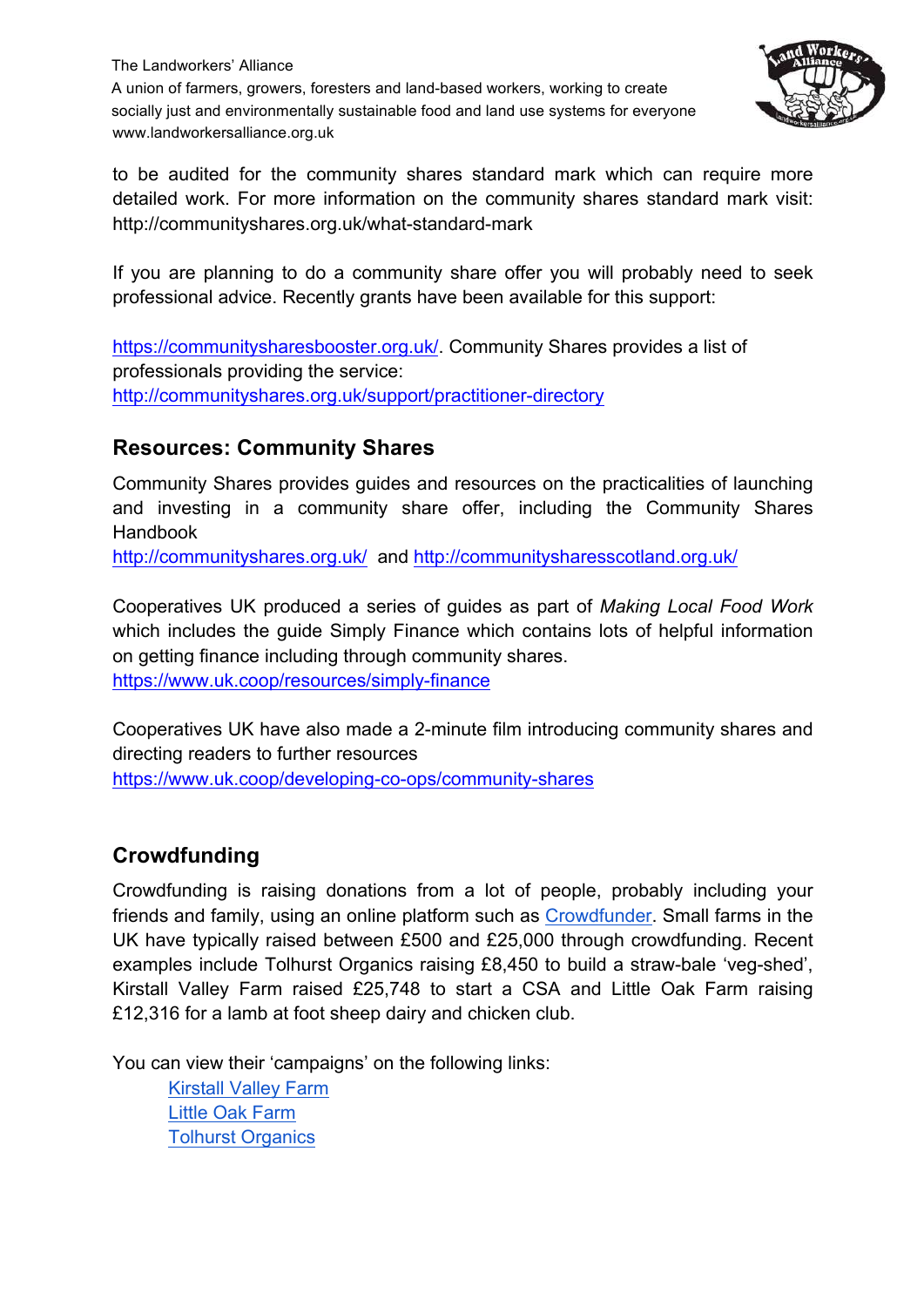to be audited for the community shares standard mark which can require more detailed work. For more information on the community shares standard mark visit: http://communityshares.org.uk/what-standard-mark

If you are planning to do a community share offer you will probably need to seek professional advice. Recently grants have been available for this support:

https://communitysharesbooster.org.uk/. Community Shares provides a list of professionals providing the service:
http://communityshares.org.uk/support/practitioner-directory

## Resources: Community Shares

Community Shares provides guides and resources on the practicalities of launching and investing in a community share offer, including the Community Shares Handbook
http://communityshares.org.uk/ and http://communitysharesscotland.org.uk/

Cooperatives UK produced a series of guides as part of *Making Local Food Work* which includes the guide Simply Finance which contains lots of helpful information on getting finance including through community shares.
https://www.uk.coop/resources/simply-finance

Cooperatives UK have also made a 2-minute film introducing community shares and directing readers to further resources
https://www.uk.coop/developing-co-ops/community-shares

## Crowdfunding

Crowdfunding is raising donations from a lot of people, probably including your friends and family, using an online platform such as Crowdfunder. Small farms in the UK have typically raised between £500 and £25,000 through crowdfunding. Recent examples include Tolhurst Organics raising £8,450 to build a straw-bale 'veg-shed', Kirstall Valley Farm raised £25,748 to start a CSA and Little Oak Farm raising £12,316 for a lamb at foot sheep dairy and chicken club.

You can view their 'campaigns' on the following links:

- Kirstall Valley Farm
- Little Oak Farm
- Tolhurst Organics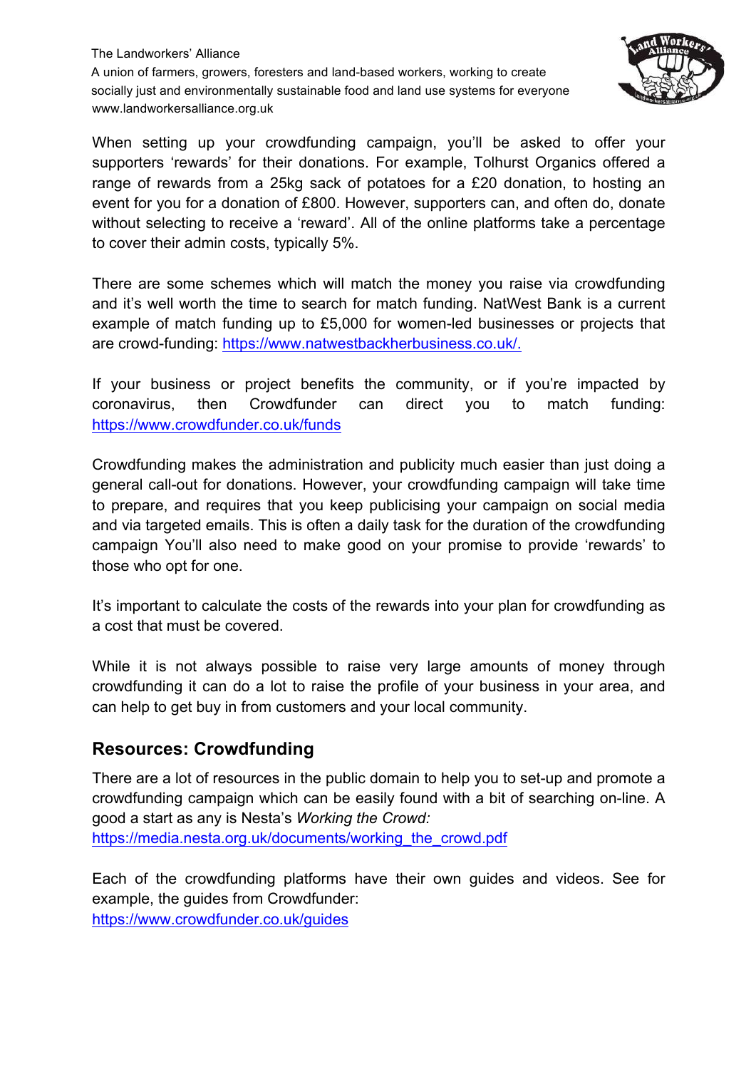When setting up your crowdfunding campaign, you'll be asked to offer your supporters 'rewards' for their donations. For example, Tolhurst Organics offered a range of rewards from a 25kg sack of potatoes for a £20 donation, to hosting an event for you for a donation of £800. However, supporters can, and often do, donate without selecting to receive a 'reward'. All of the online platforms take a percentage to cover their admin costs, typically 5%.

There are some schemes which will match the money you raise via crowdfunding and it's well worth the time to search for match funding. NatWest Bank is a current example of match funding up to £5,000 for women-led businesses or projects that are crowd-funding: https://www.natwestbackherbusiness.co.uk/.

If your business or project benefits the community, or if you're impacted by coronavirus, then Crowdfunder can direct you to match funding: https://www.crowdfunder.co.uk/funds

Crowdfunding makes the administration and publicity much easier than just doing a general call-out for donations. However, your crowdfunding campaign will take time to prepare, and requires that you keep publicising your campaign on social media and via targeted emails. This is often a daily task for the duration of the crowdfunding campaign You'll also need to make good on your promise to provide 'rewards' to those who opt for one.

It's important to calculate the costs of the rewards into your plan for crowdfunding as a cost that must be covered.

While it is not always possible to raise very large amounts of money through crowdfunding it can do a lot to raise the profile of your business in your area, and can help to get buy in from customers and your local community.

## Resources: Crowdfunding

There are a lot of resources in the public domain to help you to set-up and promote a crowdfunding campaign which can be easily found with a bit of searching on-line. A good a start as any is Nesta's *Working the Crowd:* https://media.nesta.org.uk/documents/working_the_crowd.pdf

Each of the crowdfunding platforms have their own guides and videos. See for example, the guides from Crowdfunder: https://www.crowdfunder.co.uk/guides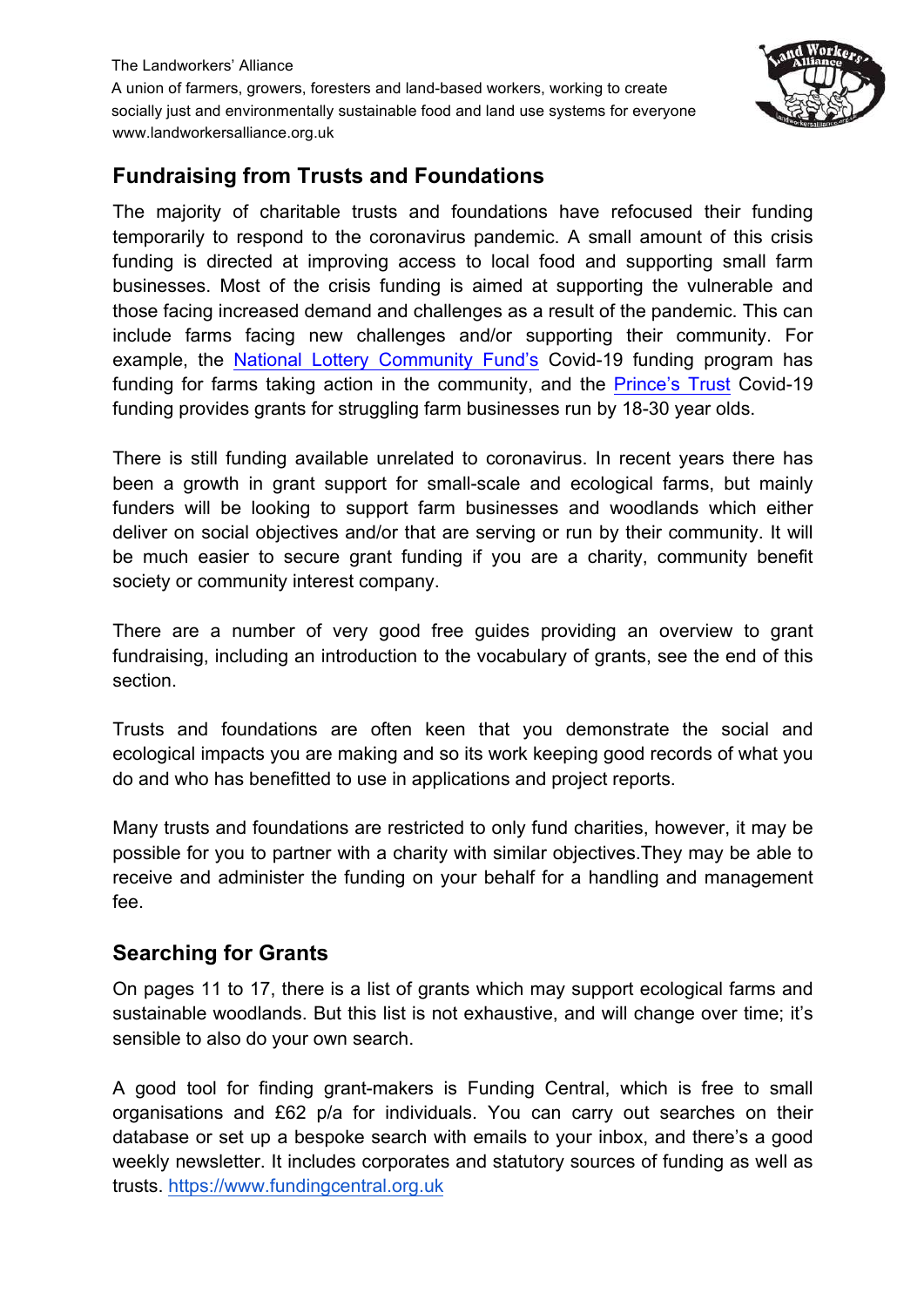## Fundraising from Trusts and Foundations

The majority of charitable trusts and foundations have refocused their funding temporarily to respond to the coronavirus pandemic. A small amount of this crisis funding is directed at improving access to local food and supporting small farm businesses. Most of the crisis funding is aimed at supporting the vulnerable and those facing increased demand and challenges as a result of the pandemic. This can include farms facing new challenges and/or supporting their community. For example, the [National Lottery Community Fund's]() Covid-19 funding program has funding for farms taking action in the community, and the [Prince's Trust]() Covid-19 funding provides grants for struggling farm businesses run by 18-30 year olds.

There is still funding available unrelated to coronavirus. In recent years there has been a growth in grant support for small-scale and ecological farms, but mainly funders will be looking to support farm businesses and woodlands which either deliver on social objectives and/or that are serving or run by their community. It will be much easier to secure grant funding if you are a charity, community benefit society or community interest company.

There are a number of very good free guides providing an overview to grant fundraising, including an introduction to the vocabulary of grants, see the end of this section.

Trusts and foundations are often keen that you demonstrate the social and ecological impacts you are making and so its work keeping good records of what you do and who has benefitted to use in applications and project reports.

Many trusts and foundations are restricted to only fund charities, however, it may be possible for you to partner with a charity with similar objectives.They may be able to receive and administer the funding on your behalf for a handling and management fee.

## Searching for Grants

On pages 11 to 17, there is a list of grants which may support ecological farms and sustainable woodlands. But this list is not exhaustive, and will change over time; it's sensible to also do your own search.

A good tool for finding grant-makers is Funding Central, which is free to small organisations and £62 p/a for individuals. You can carry out searches on their database or set up a bespoke search with emails to your inbox, and there's a good weekly newsletter. It includes corporates and statutory sources of funding as well as trusts. https://www.fundingcentral.org.uk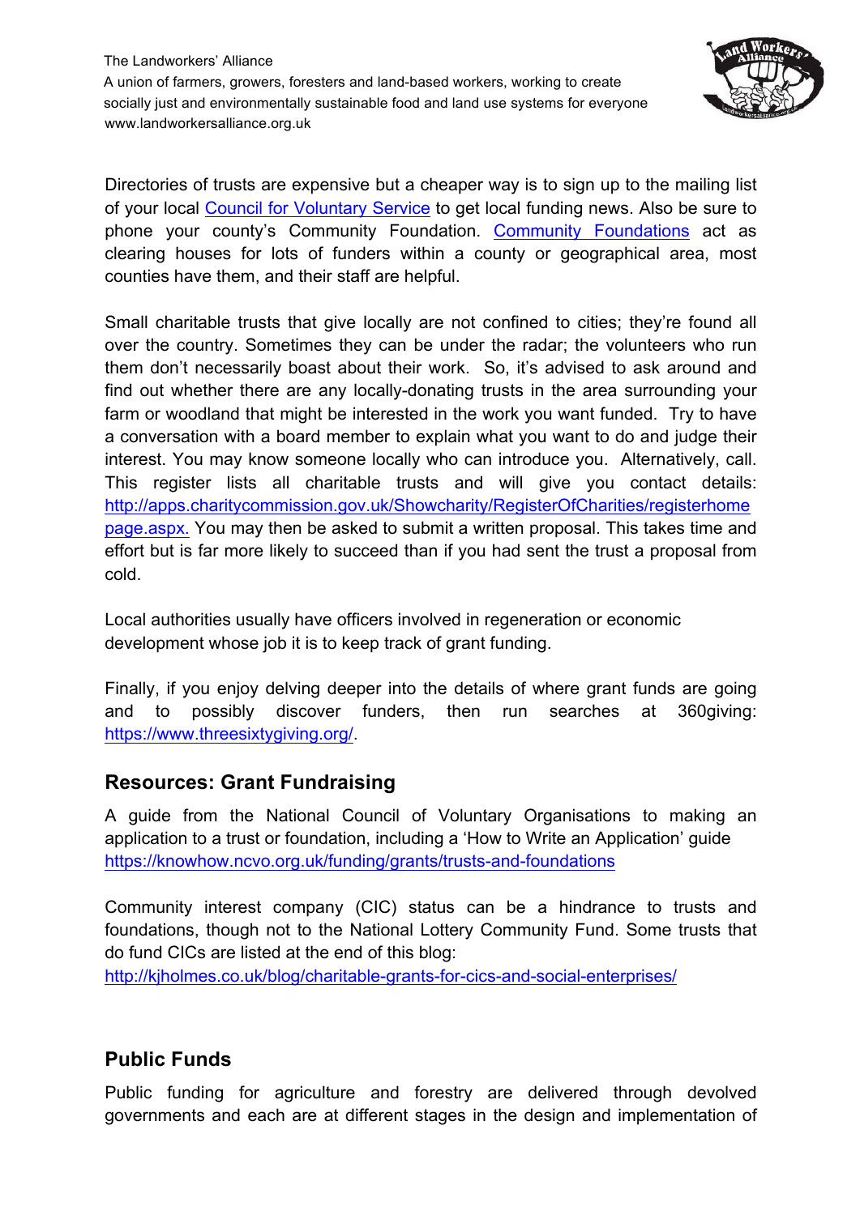Directories of trusts are expensive but a cheaper way is to sign up to the mailing list of your local Council for Voluntary Service to get local funding news. Also be sure to phone your county's Community Foundation. Community Foundations act as clearing houses for lots of funders within a county or geographical area, most counties have them, and their staff are helpful.

Small charitable trusts that give locally are not confined to cities; they're found all over the country. Sometimes they can be under the radar; the volunteers who run them don't necessarily boast about their work. So, it's advised to ask around and find out whether there are any locally-donating trusts in the area surrounding your farm or woodland that might be interested in the work you want funded. Try to have a conversation with a board member to explain what you want to do and judge their interest. You may know someone locally who can introduce you. Alternatively, call. This register lists all charitable trusts and will give you contact details: http://apps.charitycommission.gov.uk/Showcharity/RegisterOfCharities/registerhomepage.aspx. You may then be asked to submit a written proposal. This takes time and effort but is far more likely to succeed than if you had sent the trust a proposal from cold.

Local authorities usually have officers involved in regeneration or economic development whose job it is to keep track of grant funding.

Finally, if you enjoy delving deeper into the details of where grant funds are going and to possibly discover funders, then run searches at 360giving: https://www.threesixtygiving.org/.

## Resources: Grant Fundraising

A guide from the National Council of Voluntary Organisations to making an application to a trust or foundation, including a 'How to Write an Application' guide https://knowhow.ncvo.org.uk/funding/grants/trusts-and-foundations

Community interest company (CIC) status can be a hindrance to trusts and foundations, though not to the National Lottery Community Fund. Some trusts that do fund CICs are listed at the end of this blog:
http://kjholmes.co.uk/blog/charitable-grants-for-cics-and-social-enterprises/

## Public Funds

Public funding for agriculture and forestry are delivered through devolved governments and each are at different stages in the design and implementation of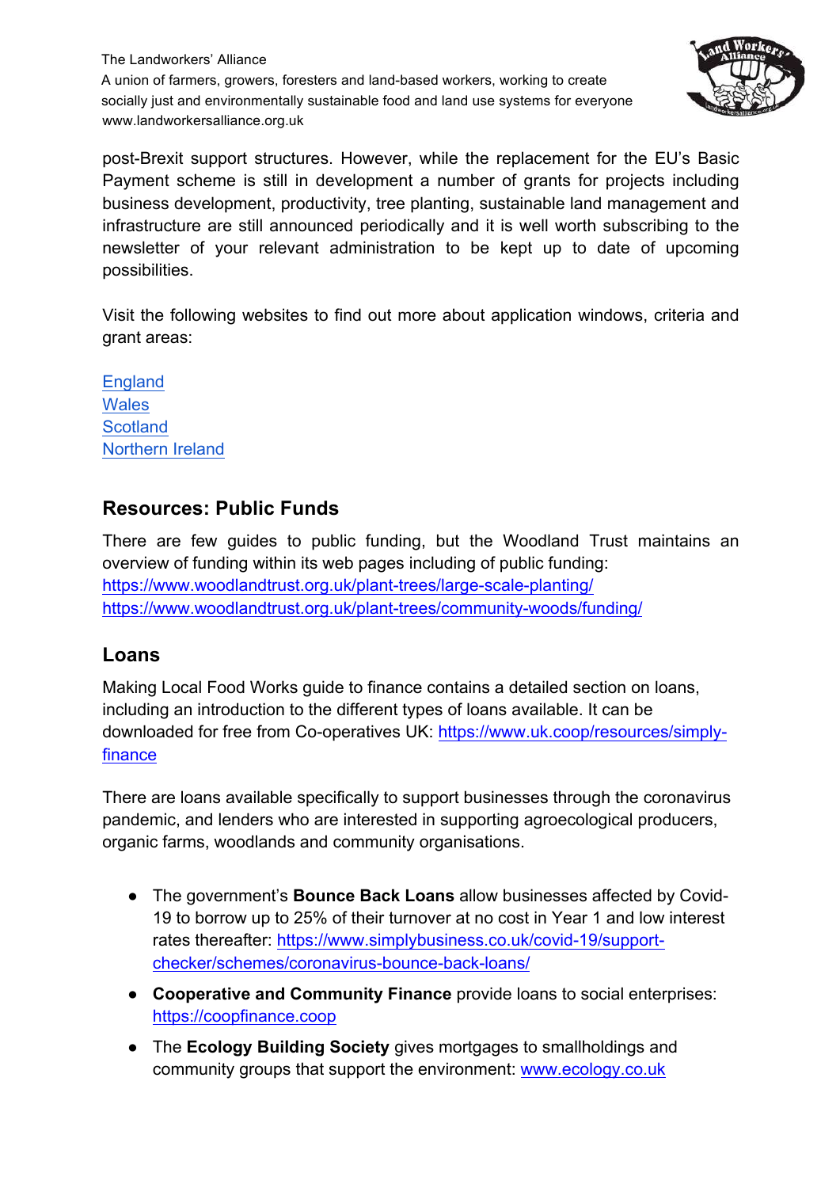post-Brexit support structures. However, while the replacement for the EU's Basic Payment scheme is still in development a number of grants for projects including business development, productivity, tree planting, sustainable land management and infrastructure are still announced periodically and it is well worth subscribing to the newsletter of your relevant administration to be kept up to date of upcoming possibilities.

Visit the following websites to find out more about application windows, criteria and grant areas:

England
Wales
Scotland
Northern Ireland

## Resources: Public Funds

There are few guides to public funding, but the Woodland Trust maintains an overview of funding within its web pages including of public funding:
https://www.woodlandtrust.org.uk/plant-trees/large-scale-planting/
https://www.woodlandtrust.org.uk/plant-trees/community-woods/funding/

## Loans

Making Local Food Works guide to finance contains a detailed section on loans, including an introduction to the different types of loans available. It can be downloaded for free from Co-operatives UK: https://www.uk.coop/resources/simply-finance

There are loans available specifically to support businesses through the coronavirus pandemic, and lenders who are interested in supporting agroecological producers, organic farms, woodlands and community organisations.

- The government's **Bounce Back Loans** allow businesses affected by Covid-19 to borrow up to 25% of their turnover at no cost in Year 1 and low interest rates thereafter: https://www.simplybusiness.co.uk/covid-19/support-checker/schemes/coronavirus-bounce-back-loans/
- **Cooperative and Community Finance** provide loans to social enterprises: https://coopfinance.coop
- The **Ecology Building Society** gives mortgages to smallholdings and community groups that support the environment: www.ecology.co.uk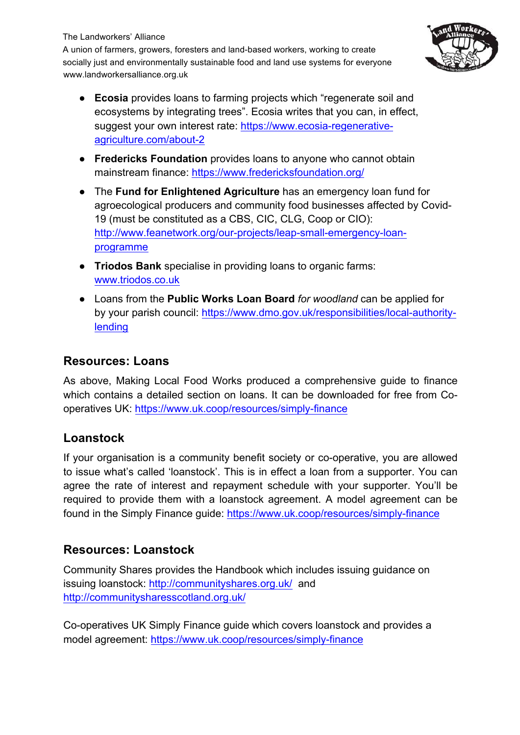- **Ecosia** provides loans to farming projects which "regenerate soil and ecosystems by integrating trees". Ecosia writes that you can, in effect, suggest your own interest rate: https://www.ecosia-regenerative-agriculture.com/about-2
- **Fredericks Foundation** provides loans to anyone who cannot obtain mainstream finance: https://www.fredericksfoundation.org/
- The **Fund for Enlightened Agriculture** has an emergency loan fund for agroecological producers and community food businesses affected by Covid-19 (must be constituted as a CBS, CIC, CLG, Coop or CIO): http://www.feanetwork.org/our-projects/leap-small-emergency-loan-programme
- **Triodos Bank** specialise in providing loans to organic farms: www.triodos.co.uk
- Loans from the **Public Works Loan Board** *for woodland* can be applied for by your parish council: https://www.dmo.gov.uk/responsibilities/local-authority-lending

## Resources: Loans

As above, Making Local Food Works produced a comprehensive guide to finance which contains a detailed section on loans. It can be downloaded for free from Co-operatives UK: https://www.uk.coop/resources/simply-finance

## Loanstock

If your organisation is a community benefit society or co-operative, you are allowed to issue what's called 'loanstock'. This is in effect a loan from a supporter. You can agree the rate of interest and repayment schedule with your supporter. You'll be required to provide them with a loanstock agreement. A model agreement can be found in the Simply Finance guide: https://www.uk.coop/resources/simply-finance

## Resources: Loanstock

Community Shares provides the Handbook which includes issuing guidance on issuing loanstock: http://communityshares.org.uk/ and http://communitysharesscotland.org.uk/

Co-operatives UK Simply Finance guide which covers loanstock and provides a model agreement: https://www.uk.coop/resources/simply-finance